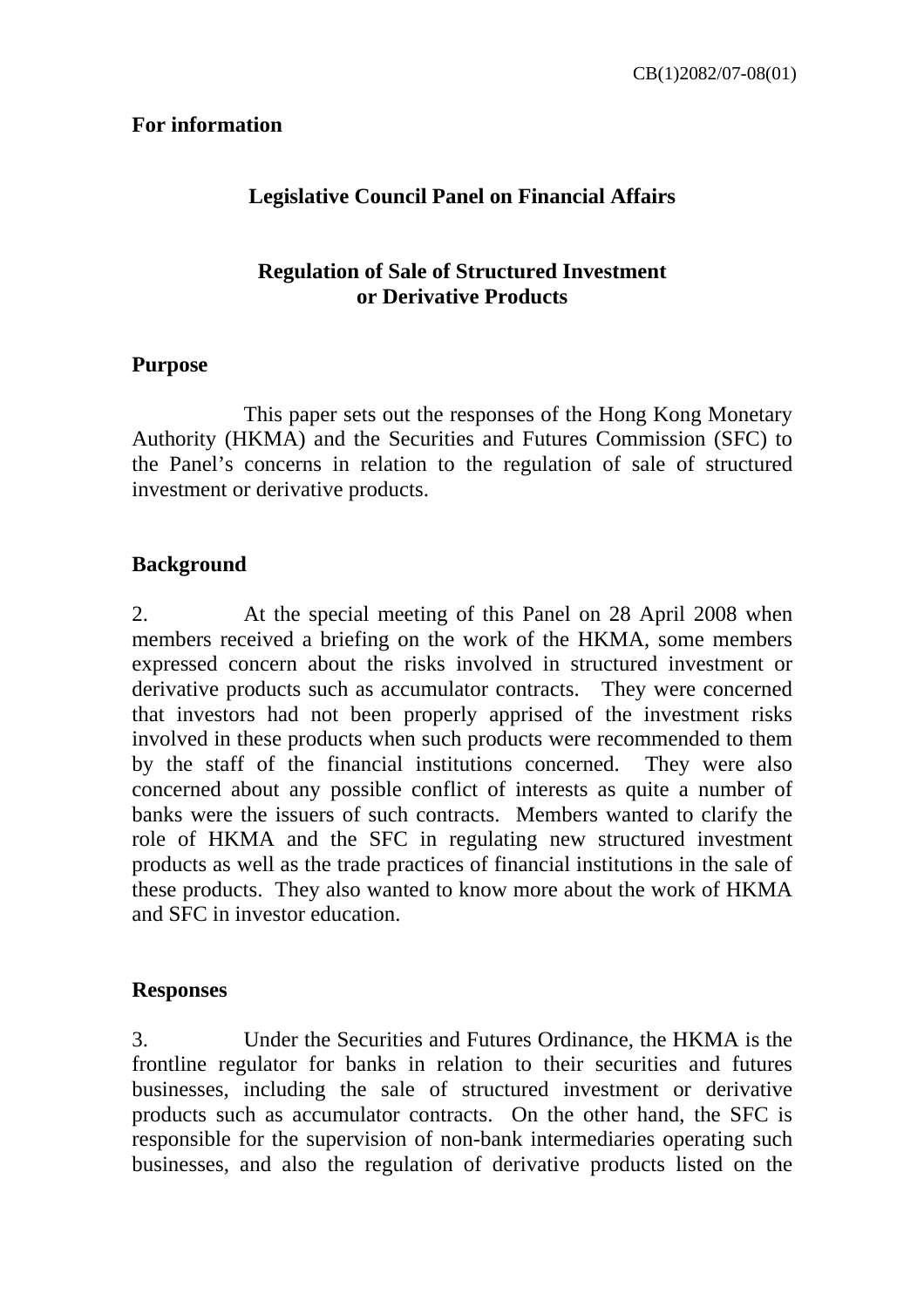CB(1)2082/07-08(01)

**For information**

## Legislative Council Panel on Financial Affairs

## Regulation of Sale of Structured Investment or Derivative Products

### Purpose

This paper sets out the responses of the Hong Kong Monetary Authority (HKMA) and the Securities and Futures Commission (SFC) to the Panel's concerns in relation to the regulation of sale of structured investment or derivative products.

### Background

2. At the special meeting of this Panel on 28 April 2008 when members received a briefing on the work of the HKMA, some members expressed concern about the risks involved in structured investment or derivative products such as accumulator contracts. They were concerned that investors had not been properly apprised of the investment risks involved in these products when such products were recommended to them by the staff of the financial institutions concerned. They were also concerned about any possible conflict of interests as quite a number of banks were the issuers of such contracts. Members wanted to clarify the role of HKMA and the SFC in regulating new structured investment products as well as the trade practices of financial institutions in the sale of these products. They also wanted to know more about the work of HKMA and SFC in investor education.

### Responses

3. Under the Securities and Futures Ordinance, the HKMA is the frontline regulator for banks in relation to their securities and futures businesses, including the sale of structured investment or derivative products such as accumulator contracts. On the other hand, the SFC is responsible for the supervision of non-bank intermediaries operating such businesses, and also the regulation of derivative products listed on the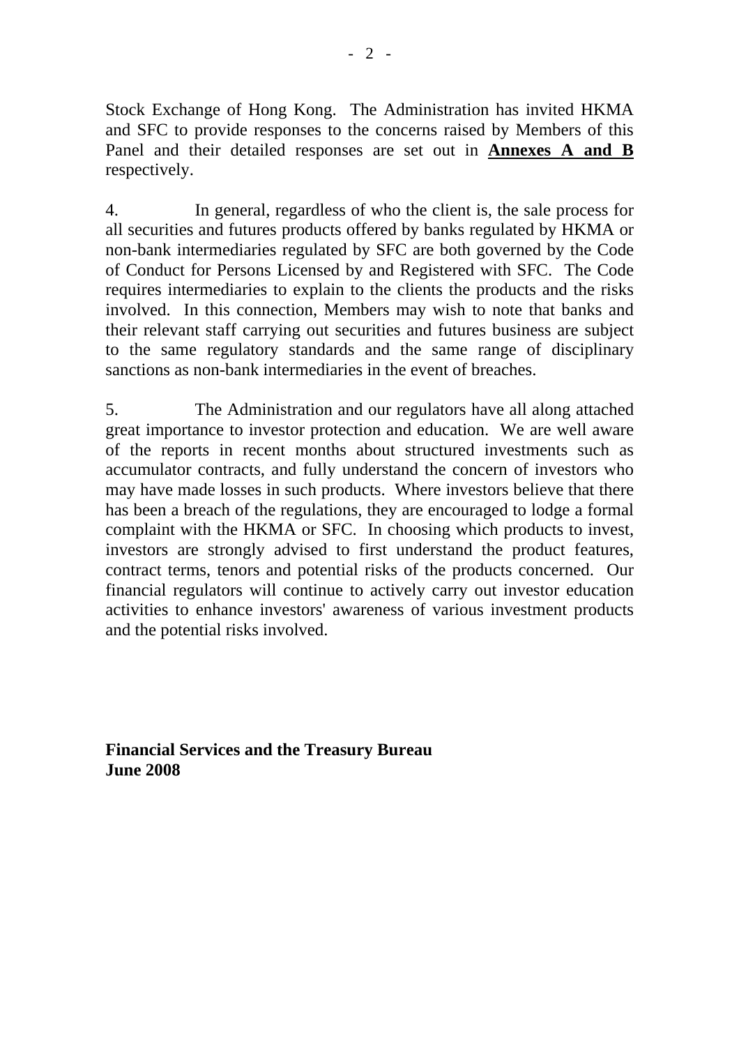Stock Exchange of Hong Kong. The Administration has invited HKMA and SFC to provide responses to the concerns raised by Members of this Panel and their detailed responses are set out in **Annexes A and B** respectively.

4. In general, regardless of who the client is, the sale process for all securities and futures products offered by banks regulated by HKMA or non-bank intermediaries regulated by SFC are both governed by the Code of Conduct for Persons Licensed by and Registered with SFC. The Code requires intermediaries to explain to the clients the products and the risks involved. In this connection, Members may wish to note that banks and their relevant staff carrying out securities and futures business are subject to the same regulatory standards and the same range of disciplinary sanctions as non-bank intermediaries in the event of breaches.

5. The Administration and our regulators have all along attached great importance to investor protection and education. We are well aware of the reports in recent months about structured investments such as accumulator contracts, and fully understand the concern of investors who may have made losses in such products. Where investors believe that there has been a breach of the regulations, they are encouraged to lodge a formal complaint with the HKMA or SFC. In choosing which products to invest, investors are strongly advised to first understand the product features, contract terms, tenors and potential risks of the products concerned. Our financial regulators will continue to actively carry out investor education activities to enhance investors' awareness of various investment products and the potential risks involved.

**Financial Services and the Treasury Bureau**
**June 2008**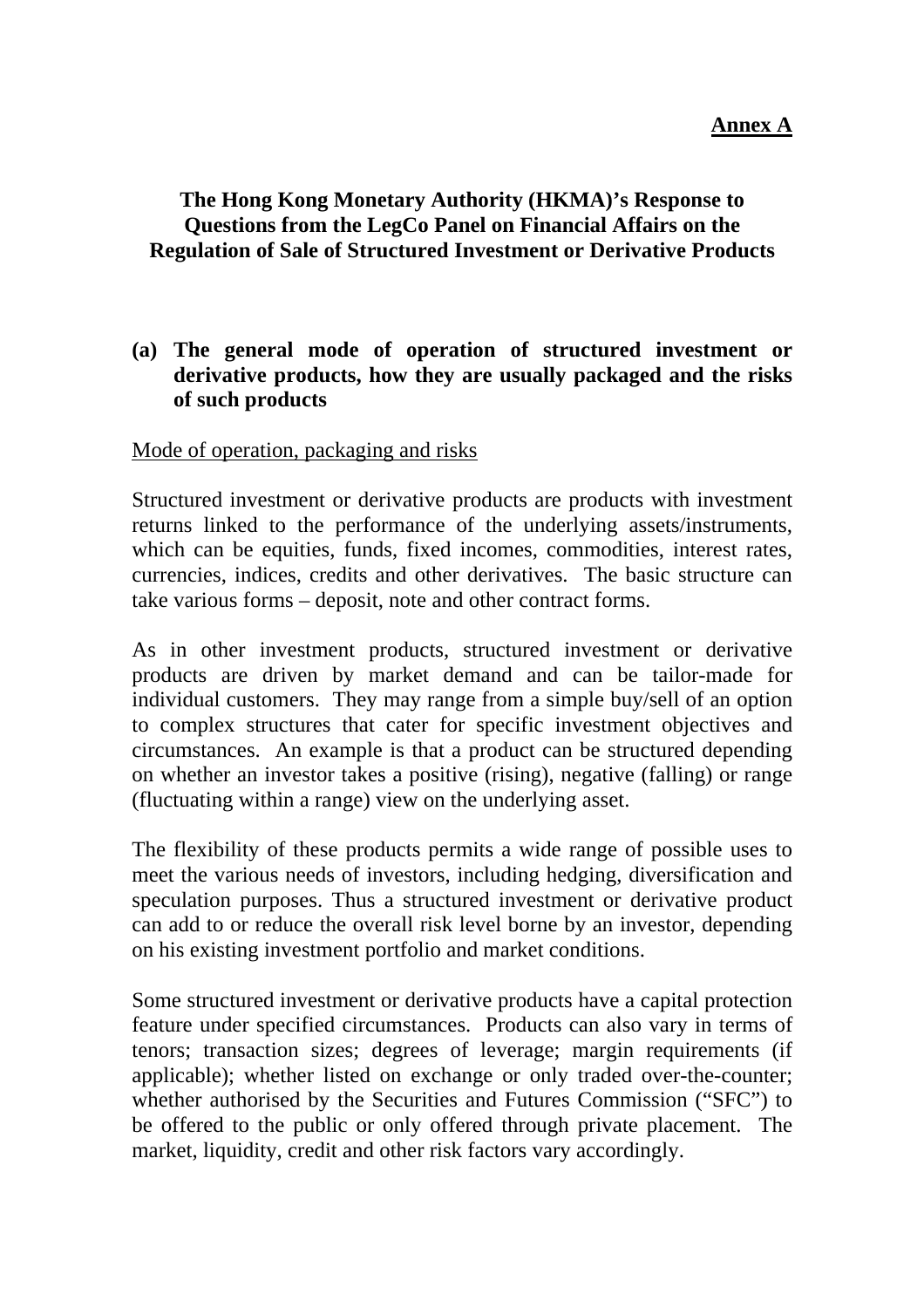**Annex A**

# The Hong Kong Monetary Authority (HKMA)'s Response to Questions from the LegCo Panel on Financial Affairs on the Regulation of Sale of Structured Investment or Derivative Products

## (a) The general mode of operation of structured investment or derivative products, how they are usually packaged and the risks of such products

Mode of operation, packaging and risks

Structured investment or derivative products are products with investment returns linked to the performance of the underlying assets/instruments, which can be equities, funds, fixed incomes, commodities, interest rates, currencies, indices, credits and other derivatives. The basic structure can take various forms – deposit, note and other contract forms.

As in other investment products, structured investment or derivative products are driven by market demand and can be tailor-made for individual customers. They may range from a simple buy/sell of an option to complex structures that cater for specific investment objectives and circumstances. An example is that a product can be structured depending on whether an investor takes a positive (rising), negative (falling) or range (fluctuating within a range) view on the underlying asset.

The flexibility of these products permits a wide range of possible uses to meet the various needs of investors, including hedging, diversification and speculation purposes. Thus a structured investment or derivative product can add to or reduce the overall risk level borne by an investor, depending on his existing investment portfolio and market conditions.

Some structured investment or derivative products have a capital protection feature under specified circumstances. Products can also vary in terms of tenors; transaction sizes; degrees of leverage; margin requirements (if applicable); whether listed on exchange or only traded over-the-counter; whether authorised by the Securities and Futures Commission ("SFC") to be offered to the public or only offered through private placement. The market, liquidity, credit and other risk factors vary accordingly.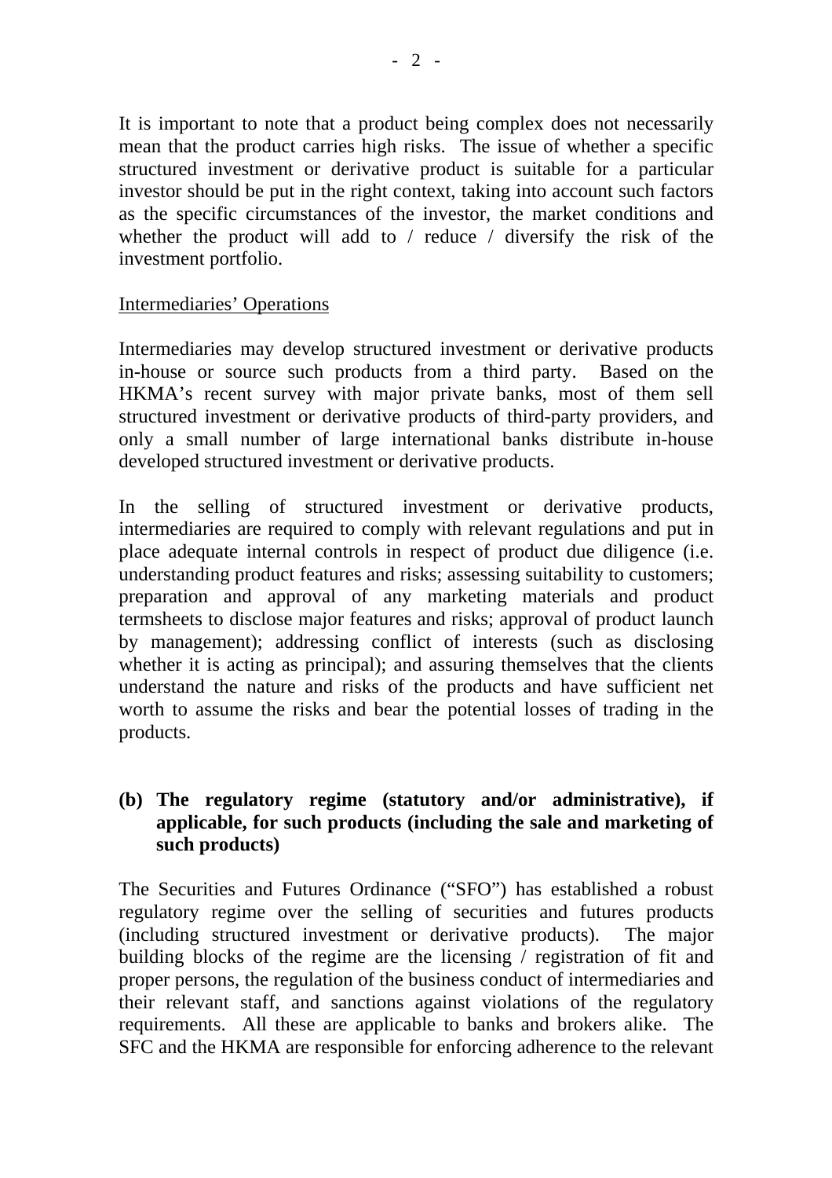It is important to note that a product being complex does not necessarily mean that the product carries high risks. The issue of whether a specific structured investment or derivative product is suitable for a particular investor should be put in the right context, taking into account such factors as the specific circumstances of the investor, the market conditions and whether the product will add to / reduce / diversify the risk of the investment portfolio.

<u>Intermediaries' Operations</u>

Intermediaries may develop structured investment or derivative products in-house or source such products from a third party. Based on the HKMA's recent survey with major private banks, most of them sell structured investment or derivative products of third-party providers, and only a small number of large international banks distribute in-house developed structured investment or derivative products.

In the selling of structured investment or derivative products, intermediaries are required to comply with relevant regulations and put in place adequate internal controls in respect of product due diligence (i.e. understanding product features and risks; assessing suitability to customers; preparation and approval of any marketing materials and product termsheets to disclose major features and risks; approval of product launch by management); addressing conflict of interests (such as disclosing whether it is acting as principal); and assuring themselves that the clients understand the nature and risks of the products and have sufficient net worth to assume the risks and bear the potential losses of trading in the products.

**(b) The regulatory regime (statutory and/or administrative), if applicable, for such products (including the sale and marketing of such products)**

The Securities and Futures Ordinance ("SFO") has established a robust regulatory regime over the selling of securities and futures products (including structured investment or derivative products). The major building blocks of the regime are the licensing / registration of fit and proper persons, the regulation of the business conduct of intermediaries and their relevant staff, and sanctions against violations of the regulatory requirements. All these are applicable to banks and brokers alike. The SFC and the HKMA are responsible for enforcing adherence to the relevant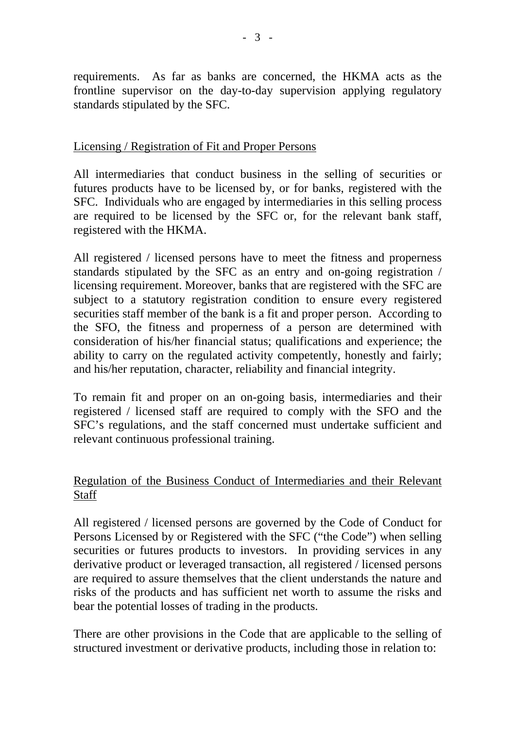requirements. As far as banks are concerned, the HKMA acts as the frontline supervisor on the day-to-day supervision applying regulatory standards stipulated by the SFC.

## Licensing / Registration of Fit and Proper Persons

All intermediaries that conduct business in the selling of securities or futures products have to be licensed by, or for banks, registered with the SFC. Individuals who are engaged by intermediaries in this selling process are required to be licensed by the SFC or, for the relevant bank staff, registered with the HKMA.

All registered / licensed persons have to meet the fitness and properness standards stipulated by the SFC as an entry and on-going registration / licensing requirement. Moreover, banks that are registered with the SFC are subject to a statutory registration condition to ensure every registered securities staff member of the bank is a fit and proper person. According to the SFO, the fitness and properness of a person are determined with consideration of his/her financial status; qualifications and experience; the ability to carry on the regulated activity competently, honestly and fairly; and his/her reputation, character, reliability and financial integrity.

To remain fit and proper on an on-going basis, intermediaries and their registered / licensed staff are required to comply with the SFO and the SFC's regulations, and the staff concerned must undertake sufficient and relevant continuous professional training.

## Regulation of the Business Conduct of Intermediaries and their Relevant Staff

All registered / licensed persons are governed by the Code of Conduct for Persons Licensed by or Registered with the SFC ("the Code") when selling securities or futures products to investors. In providing services in any derivative product or leveraged transaction, all registered / licensed persons are required to assure themselves that the client understands the nature and risks of the products and has sufficient net worth to assume the risks and bear the potential losses of trading in the products.

There are other provisions in the Code that are applicable to the selling of structured investment or derivative products, including those in relation to: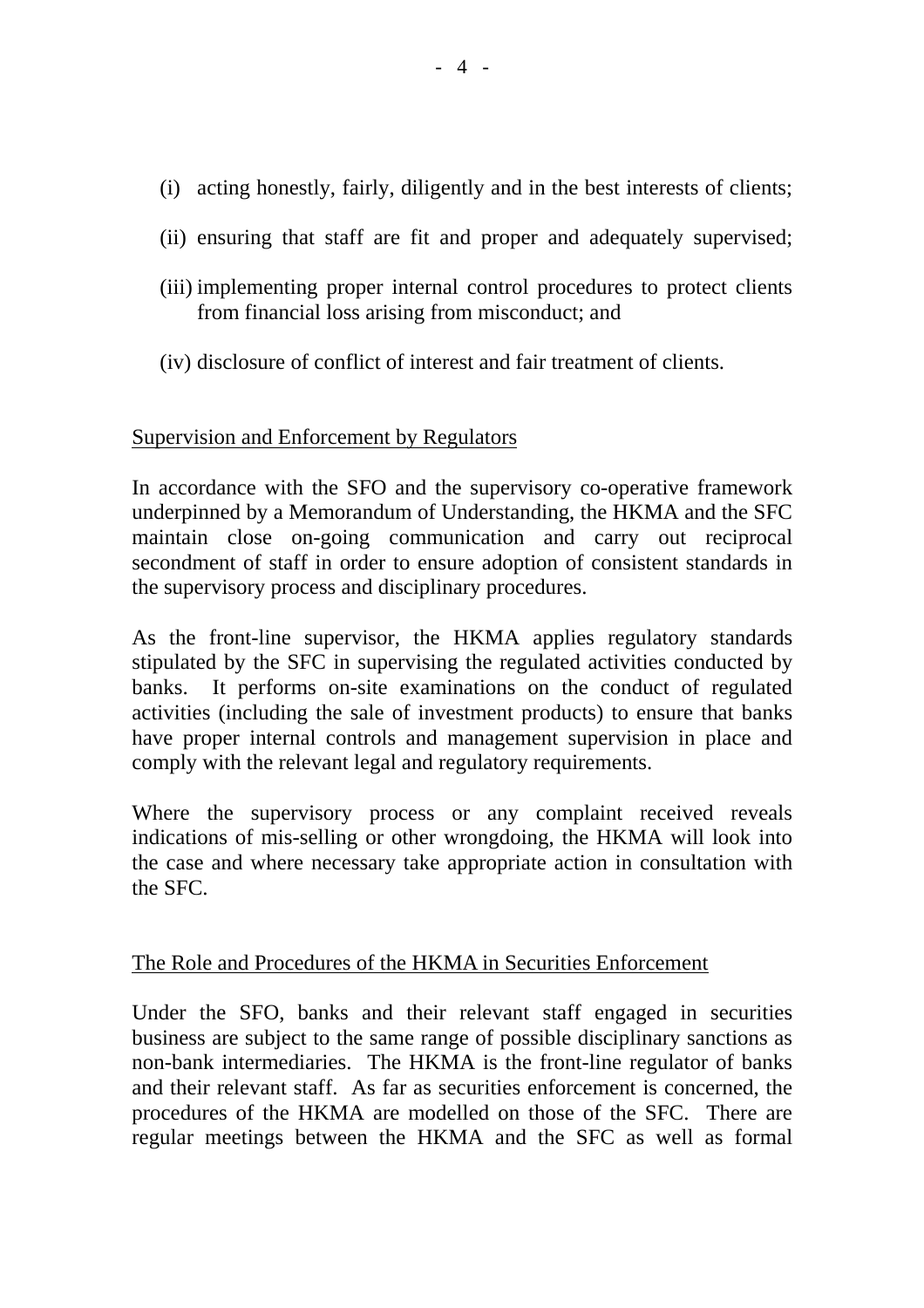(i) acting honestly, fairly, diligently and in the best interests of clients;

(ii) ensuring that staff are fit and proper and adequately supervised;

(iii) implementing proper internal control procedures to protect clients from financial loss arising from misconduct; and

(iv) disclosure of conflict of interest and fair treatment of clients.

Supervision and Enforcement by Regulators

In accordance with the SFO and the supervisory co-operative framework underpinned by a Memorandum of Understanding, the HKMA and the SFC maintain close on-going communication and carry out reciprocal secondment of staff in order to ensure adoption of consistent standards in the supervisory process and disciplinary procedures.

As the front-line supervisor, the HKMA applies regulatory standards stipulated by the SFC in supervising the regulated activities conducted by banks. It performs on-site examinations on the conduct of regulated activities (including the sale of investment products) to ensure that banks have proper internal controls and management supervision in place and comply with the relevant legal and regulatory requirements.

Where the supervisory process or any complaint received reveals indications of mis-selling or other wrongdoing, the HKMA will look into the case and where necessary take appropriate action in consultation with the SFC.

The Role and Procedures of the HKMA in Securities Enforcement

Under the SFO, banks and their relevant staff engaged in securities business are subject to the same range of possible disciplinary sanctions as non-bank intermediaries. The HKMA is the front-line regulator of banks and their relevant staff. As far as securities enforcement is concerned, the procedures of the HKMA are modelled on those of the SFC. There are regular meetings between the HKMA and the SFC as well as formal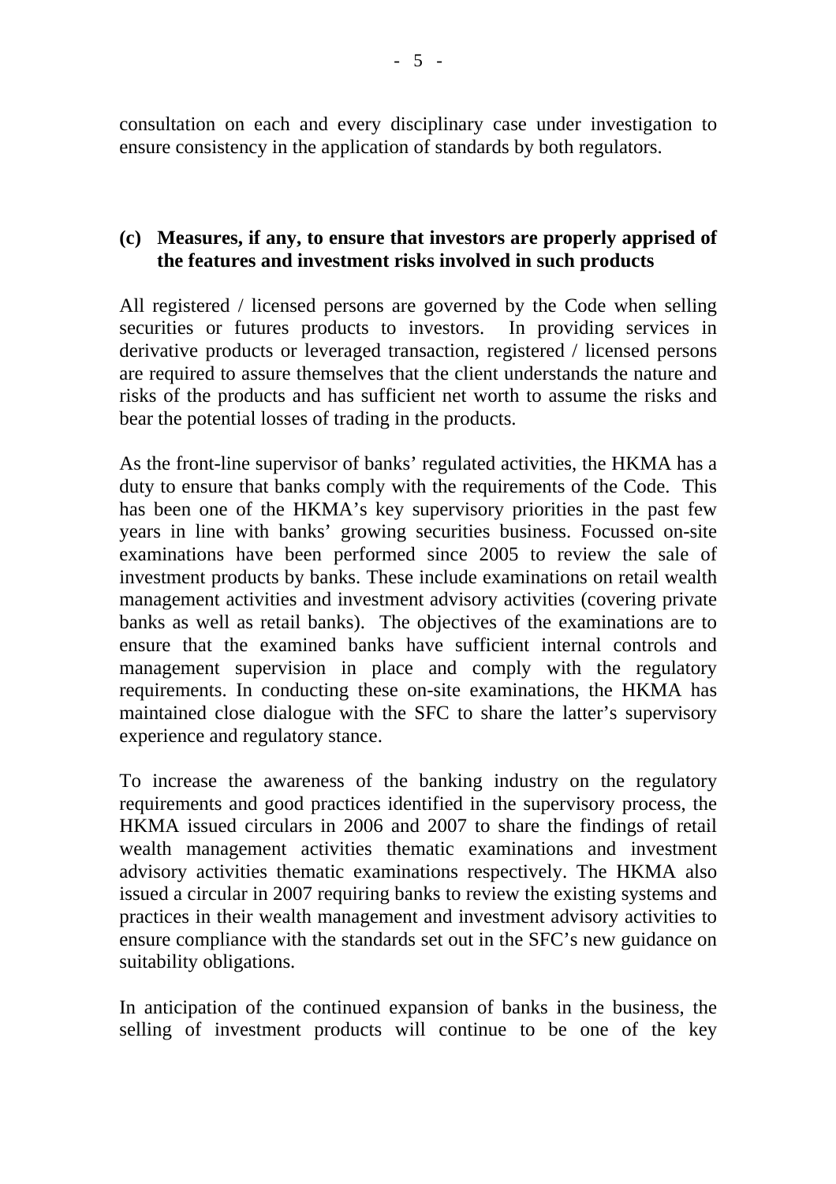consultation on each and every disciplinary case under investigation to ensure consistency in the application of standards by both regulators.

**(c) Measures, if any, to ensure that investors are properly apprised of the features and investment risks involved in such products**

All registered / licensed persons are governed by the Code when selling securities or futures products to investors. In providing services in derivative products or leveraged transaction, registered / licensed persons are required to assure themselves that the client understands the nature and risks of the products and has sufficient net worth to assume the risks and bear the potential losses of trading in the products.

As the front-line supervisor of banks' regulated activities, the HKMA has a duty to ensure that banks comply with the requirements of the Code. This has been one of the HKMA's key supervisory priorities in the past few years in line with banks' growing securities business. Focussed on-site examinations have been performed since 2005 to review the sale of investment products by banks. These include examinations on retail wealth management activities and investment advisory activities (covering private banks as well as retail banks). The objectives of the examinations are to ensure that the examined banks have sufficient internal controls and management supervision in place and comply with the regulatory requirements. In conducting these on-site examinations, the HKMA has maintained close dialogue with the SFC to share the latter's supervisory experience and regulatory stance.

To increase the awareness of the banking industry on the regulatory requirements and good practices identified in the supervisory process, the HKMA issued circulars in 2006 and 2007 to share the findings of retail wealth management activities thematic examinations and investment advisory activities thematic examinations respectively. The HKMA also issued a circular in 2007 requiring banks to review the existing systems and practices in their wealth management and investment advisory activities to ensure compliance with the standards set out in the SFC's new guidance on suitability obligations.

In anticipation of the continued expansion of banks in the business, the selling of investment products will continue to be one of the key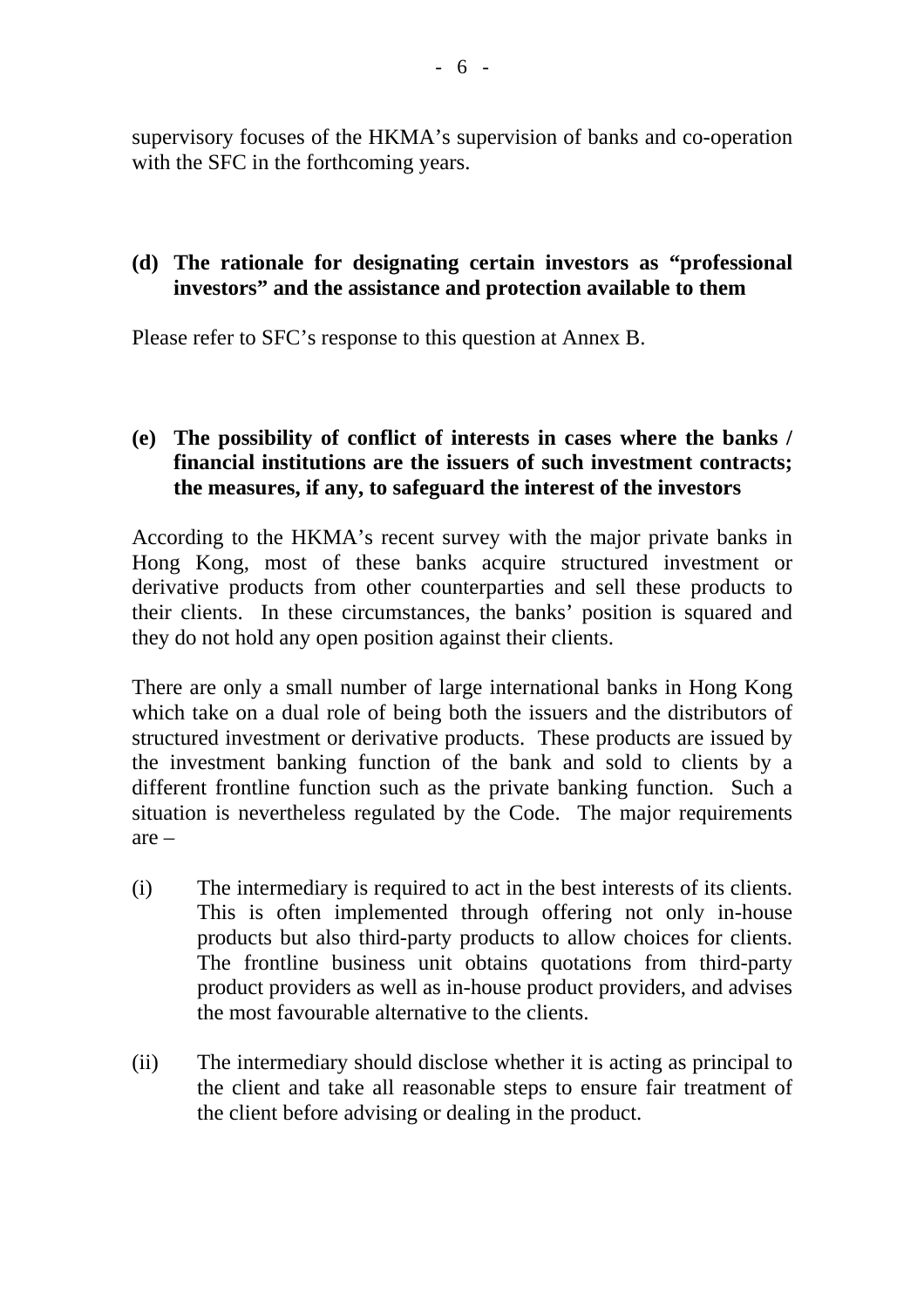supervisory focuses of the HKMA's supervision of banks and co-operation with the SFC in the forthcoming years.

**(d) The rationale for designating certain investors as "professional investors" and the assistance and protection available to them**

Please refer to SFC's response to this question at Annex B.

**(e) The possibility of conflict of interests in cases where the banks / financial institutions are the issuers of such investment contracts; the measures, if any, to safeguard the interest of the investors**

According to the HKMA's recent survey with the major private banks in Hong Kong, most of these banks acquire structured investment or derivative products from other counterparties and sell these products to their clients. In these circumstances, the banks' position is squared and they do not hold any open position against their clients.

There are only a small number of large international banks in Hong Kong which take on a dual role of being both the issuers and the distributors of structured investment or derivative products. These products are issued by the investment banking function of the bank and sold to clients by a different frontline function such as the private banking function. Such a situation is nevertheless regulated by the Code. The major requirements are –

(i) The intermediary is required to act in the best interests of its clients. This is often implemented through offering not only in-house products but also third-party products to allow choices for clients. The frontline business unit obtains quotations from third-party product providers as well as in-house product providers, and advises the most favourable alternative to the clients.

(ii) The intermediary should disclose whether it is acting as principal to the client and take all reasonable steps to ensure fair treatment of the client before advising or dealing in the product.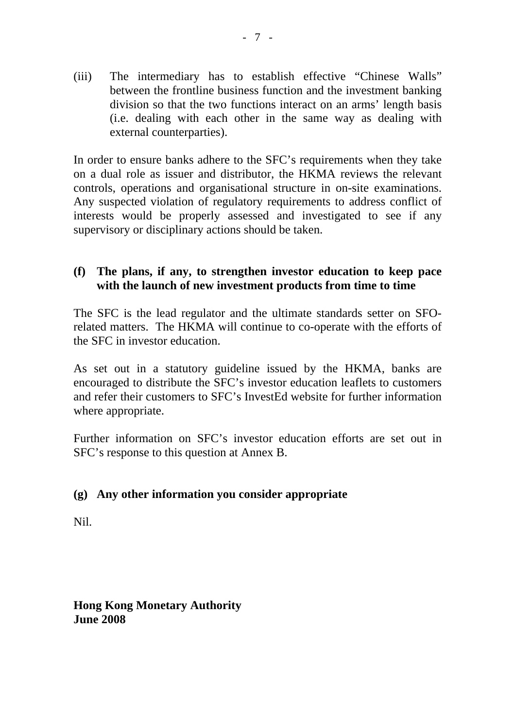(iii) The intermediary has to establish effective "Chinese Walls" between the frontline business function and the investment banking division so that the two functions interact on an arms' length basis (i.e. dealing with each other in the same way as dealing with external counterparties).

In order to ensure banks adhere to the SFC's requirements when they take on a dual role as issuer and distributor, the HKMA reviews the relevant controls, operations and organisational structure in on-site examinations. Any suspected violation of regulatory requirements to address conflict of interests would be properly assessed and investigated to see if any supervisory or disciplinary actions should be taken.

**(f) The plans, if any, to strengthen investor education to keep pace with the launch of new investment products from time to time**

The SFC is the lead regulator and the ultimate standards setter on SFO-related matters. The HKMA will continue to co-operate with the efforts of the SFC in investor education.

As set out in a statutory guideline issued by the HKMA, banks are encouraged to distribute the SFC's investor education leaflets to customers and refer their customers to SFC's InvestEd website for further information where appropriate.

Further information on SFC's investor education efforts are set out in SFC's response to this question at Annex B.

**(g) Any other information you consider appropriate**

Nil.

**Hong Kong Monetary Authority**
**June 2008**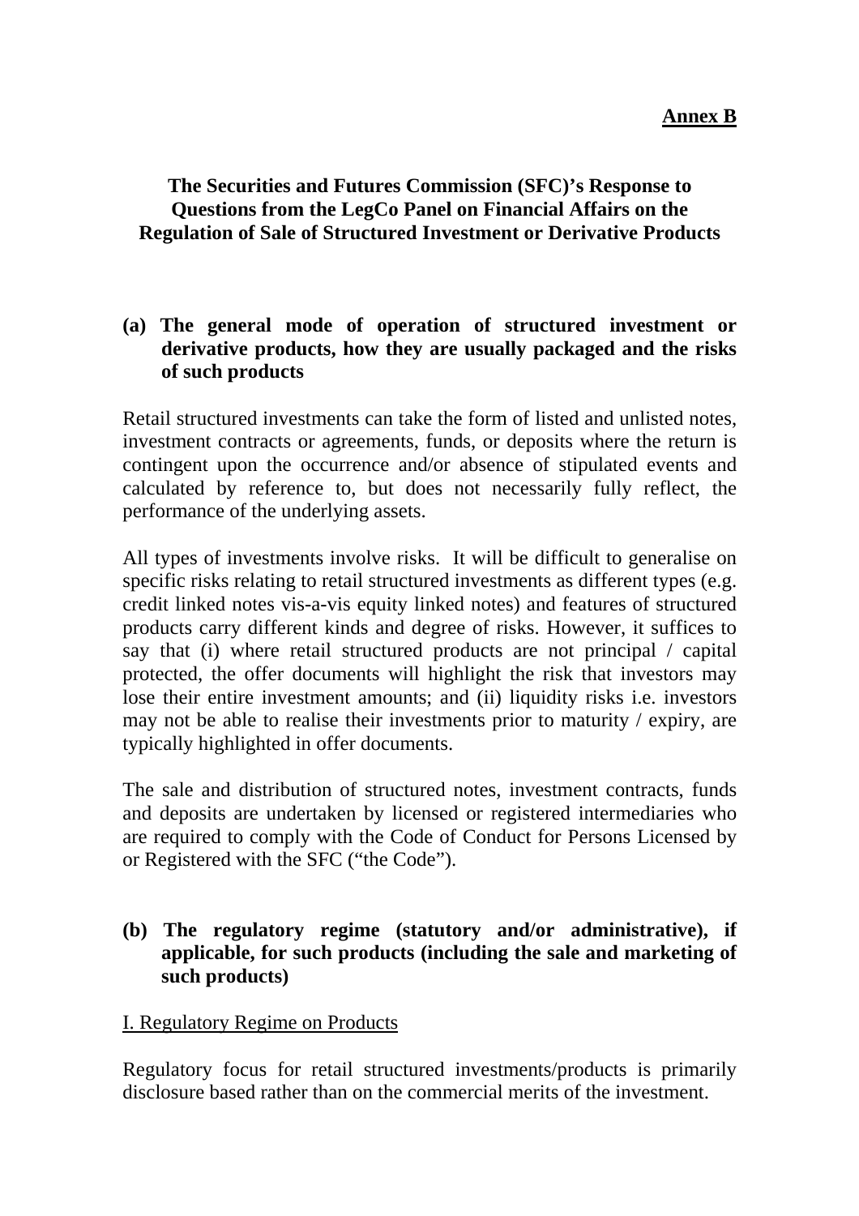**Annex B**

**The Securities and Futures Commission (SFC)'s Response to Questions from the LegCo Panel on Financial Affairs on the Regulation of Sale of Structured Investment or Derivative Products**

**(a) The general mode of operation of structured investment or derivative products, how they are usually packaged and the risks of such products**

Retail structured investments can take the form of listed and unlisted notes, investment contracts or agreements, funds, or deposits where the return is contingent upon the occurrence and/or absence of stipulated events and calculated by reference to, but does not necessarily fully reflect, the performance of the underlying assets.

All types of investments involve risks. It will be difficult to generalise on specific risks relating to retail structured investments as different types (e.g. credit linked notes vis-a-vis equity linked notes) and features of structured products carry different kinds and degree of risks. However, it suffices to say that (i) where retail structured products are not principal / capital protected, the offer documents will highlight the risk that investors may lose their entire investment amounts; and (ii) liquidity risks i.e. investors may not be able to realise their investments prior to maturity / expiry, are typically highlighted in offer documents.

The sale and distribution of structured notes, investment contracts, funds and deposits are undertaken by licensed or registered intermediaries who are required to comply with the Code of Conduct for Persons Licensed by or Registered with the SFC ("the Code").

**(b) The regulatory regime (statutory and/or administrative), if applicable, for such products (including the sale and marketing of such products)**

<u>I. Regulatory Regime on Products</u>

Regulatory focus for retail structured investments/products is primarily disclosure based rather than on the commercial merits of the investment.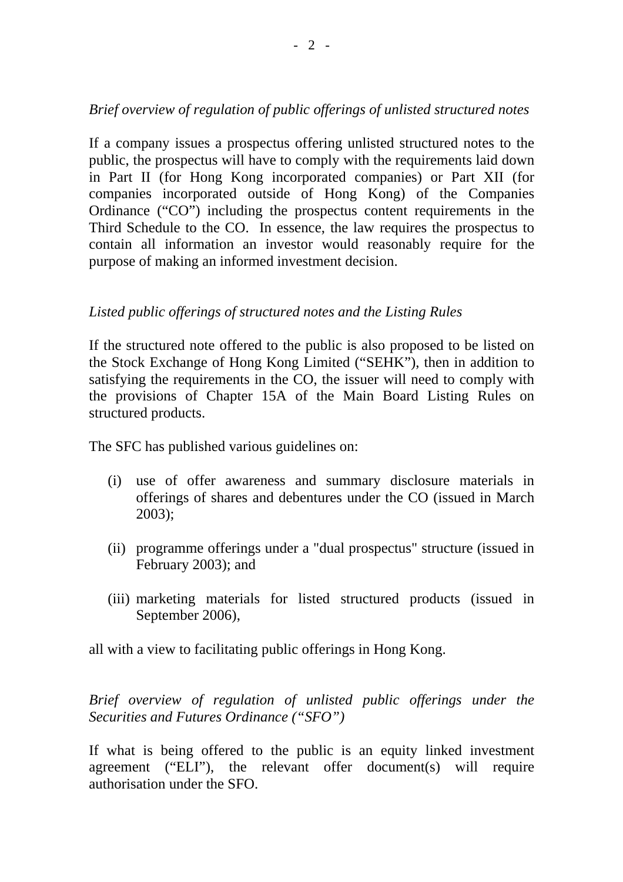*Brief overview of regulation of public offerings of unlisted structured notes*

If a company issues a prospectus offering unlisted structured notes to the public, the prospectus will have to comply with the requirements laid down in Part II (for Hong Kong incorporated companies) or Part XII (for companies incorporated outside of Hong Kong) of the Companies Ordinance ("CO") including the prospectus content requirements in the Third Schedule to the CO. In essence, the law requires the prospectus to contain all information an investor would reasonably require for the purpose of making an informed investment decision.

*Listed public offerings of structured notes and the Listing Rules*

If the structured note offered to the public is also proposed to be listed on the Stock Exchange of Hong Kong Limited ("SEHK"), then in addition to satisfying the requirements in the CO, the issuer will need to comply with the provisions of Chapter 15A of the Main Board Listing Rules on structured products.

The SFC has published various guidelines on:

(i) use of offer awareness and summary disclosure materials in offerings of shares and debentures under the CO (issued in March 2003);

(ii) programme offerings under a "dual prospectus" structure (issued in February 2003); and

(iii) marketing materials for listed structured products (issued in September 2006),

all with a view to facilitating public offerings in Hong Kong.

*Brief overview of regulation of unlisted public offerings under the Securities and Futures Ordinance ("SFO")*

If what is being offered to the public is an equity linked investment agreement ("ELI"), the relevant offer document(s) will require authorisation under the SFO.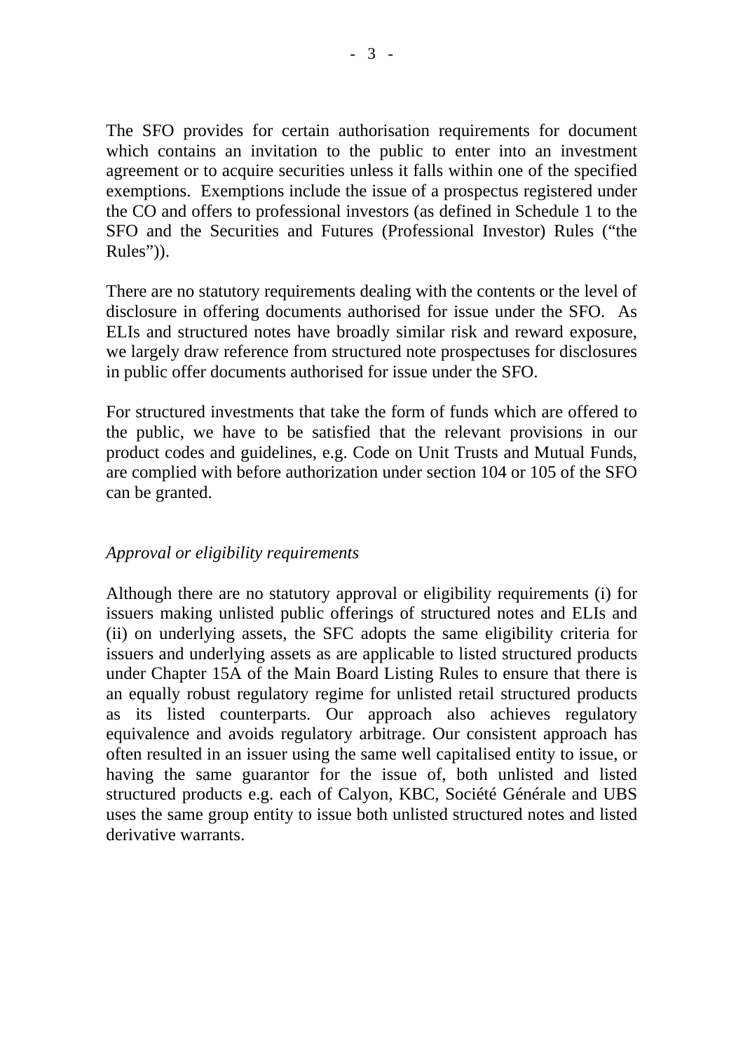The SFO provides for certain authorisation requirements for document which contains an invitation to the public to enter into an investment agreement or to acquire securities unless it falls within one of the specified exemptions. Exemptions include the issue of a prospectus registered under the CO and offers to professional investors (as defined in Schedule 1 to the SFO and the Securities and Futures (Professional Investor) Rules ("the Rules")).

There are no statutory requirements dealing with the contents or the level of disclosure in offering documents authorised for issue under the SFO. As ELIs and structured notes have broadly similar risk and reward exposure, we largely draw reference from structured note prospectuses for disclosures in public offer documents authorised for issue under the SFO.

For structured investments that take the form of funds which are offered to the public, we have to be satisfied that the relevant provisions in our product codes and guidelines, e.g. Code on Unit Trusts and Mutual Funds, are complied with before authorization under section 104 or 105 of the SFO can be granted.

*Approval or eligibility requirements*

Although there are no statutory approval or eligibility requirements (i) for issuers making unlisted public offerings of structured notes and ELIs and (ii) on underlying assets, the SFC adopts the same eligibility criteria for issuers and underlying assets as are applicable to listed structured products under Chapter 15A of the Main Board Listing Rules to ensure that there is an equally robust regulatory regime for unlisted retail structured products as its listed counterparts. Our approach also achieves regulatory equivalence and avoids regulatory arbitrage. Our consistent approach has often resulted in an issuer using the same well capitalised entity to issue, or having the same guarantor for the issue of, both unlisted and listed structured products e.g. each of Calyon, KBC, Société Générale and UBS uses the same group entity to issue both unlisted structured notes and listed derivative warrants.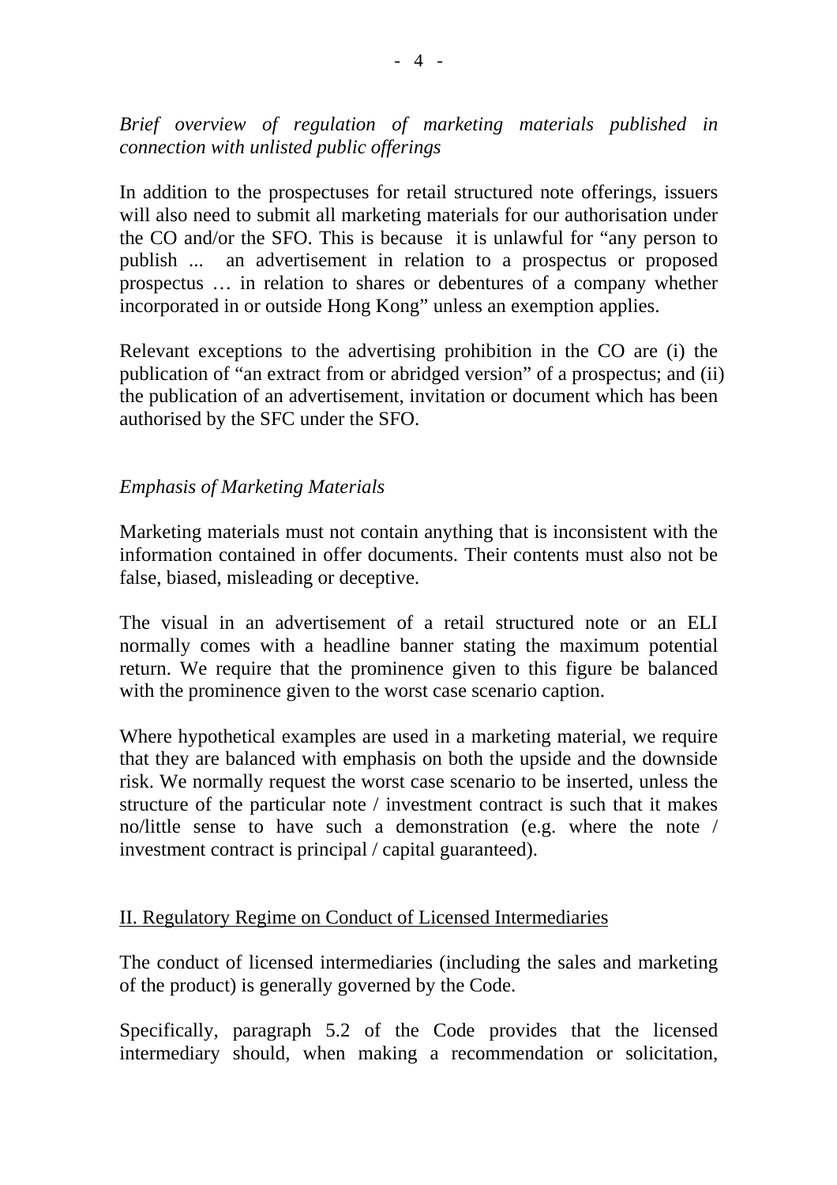*Brief overview of regulation of marketing materials published in connection with unlisted public offerings*

In addition to the prospectuses for retail structured note offerings, issuers will also need to submit all marketing materials for our authorisation under the CO and/or the SFO. This is because it is unlawful for "any person to publish ... an advertisement in relation to a prospectus or proposed prospectus … in relation to shares or debentures of a company whether incorporated in or outside Hong Kong" unless an exemption applies.

Relevant exceptions to the advertising prohibition in the CO are (i) the publication of "an extract from or abridged version" of a prospectus; and (ii) the publication of an advertisement, invitation or document which has been authorised by the SFC under the SFO.

*Emphasis of Marketing Materials*

Marketing materials must not contain anything that is inconsistent with the information contained in offer documents. Their contents must also not be false, biased, misleading or deceptive.

The visual in an advertisement of a retail structured note or an ELI normally comes with a headline banner stating the maximum potential return. We require that the prominence given to this figure be balanced with the prominence given to the worst case scenario caption.

Where hypothetical examples are used in a marketing material, we require that they are balanced with emphasis on both the upside and the downside risk. We normally request the worst case scenario to be inserted, unless the structure of the particular note / investment contract is such that it makes no/little sense to have such a demonstration (e.g. where the note / investment contract is principal / capital guaranteed).

<u>II. Regulatory Regime on Conduct of Licensed Intermediaries</u>

The conduct of licensed intermediaries (including the sales and marketing of the product) is generally governed by the Code.

Specifically, paragraph 5.2 of the Code provides that the licensed intermediary should, when making a recommendation or solicitation,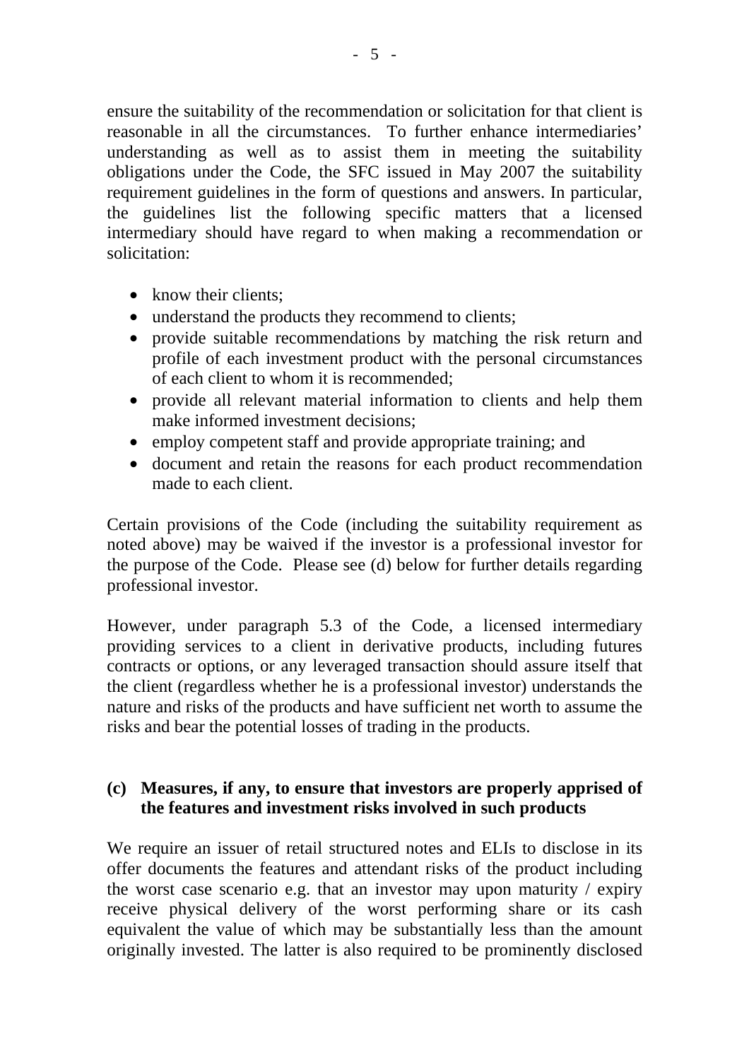ensure the suitability of the recommendation or solicitation for that client is reasonable in all the circumstances. To further enhance intermediaries' understanding as well as to assist them in meeting the suitability obligations under the Code, the SFC issued in May 2007 the suitability requirement guidelines in the form of questions and answers. In particular, the guidelines list the following specific matters that a licensed intermediary should have regard to when making a recommendation or solicitation:

- know their clients;
- understand the products they recommend to clients;
- provide suitable recommendations by matching the risk return and profile of each investment product with the personal circumstances of each client to whom it is recommended;
- provide all relevant material information to clients and help them make informed investment decisions;
- employ competent staff and provide appropriate training; and
- document and retain the reasons for each product recommendation made to each client.

Certain provisions of the Code (including the suitability requirement as noted above) may be waived if the investor is a professional investor for the purpose of the Code. Please see (d) below for further details regarding professional investor.

However, under paragraph 5.3 of the Code, a licensed intermediary providing services to a client in derivative products, including futures contracts or options, or any leveraged transaction should assure itself that the client (regardless whether he is a professional investor) understands the nature and risks of the products and have sufficient net worth to assume the risks and bear the potential losses of trading in the products.

**(c) Measures, if any, to ensure that investors are properly apprised of the features and investment risks involved in such products**

We require an issuer of retail structured notes and ELIs to disclose in its offer documents the features and attendant risks of the product including the worst case scenario e.g. that an investor may upon maturity / expiry receive physical delivery of the worst performing share or its cash equivalent the value of which may be substantially less than the amount originally invested. The latter is also required to be prominently disclosed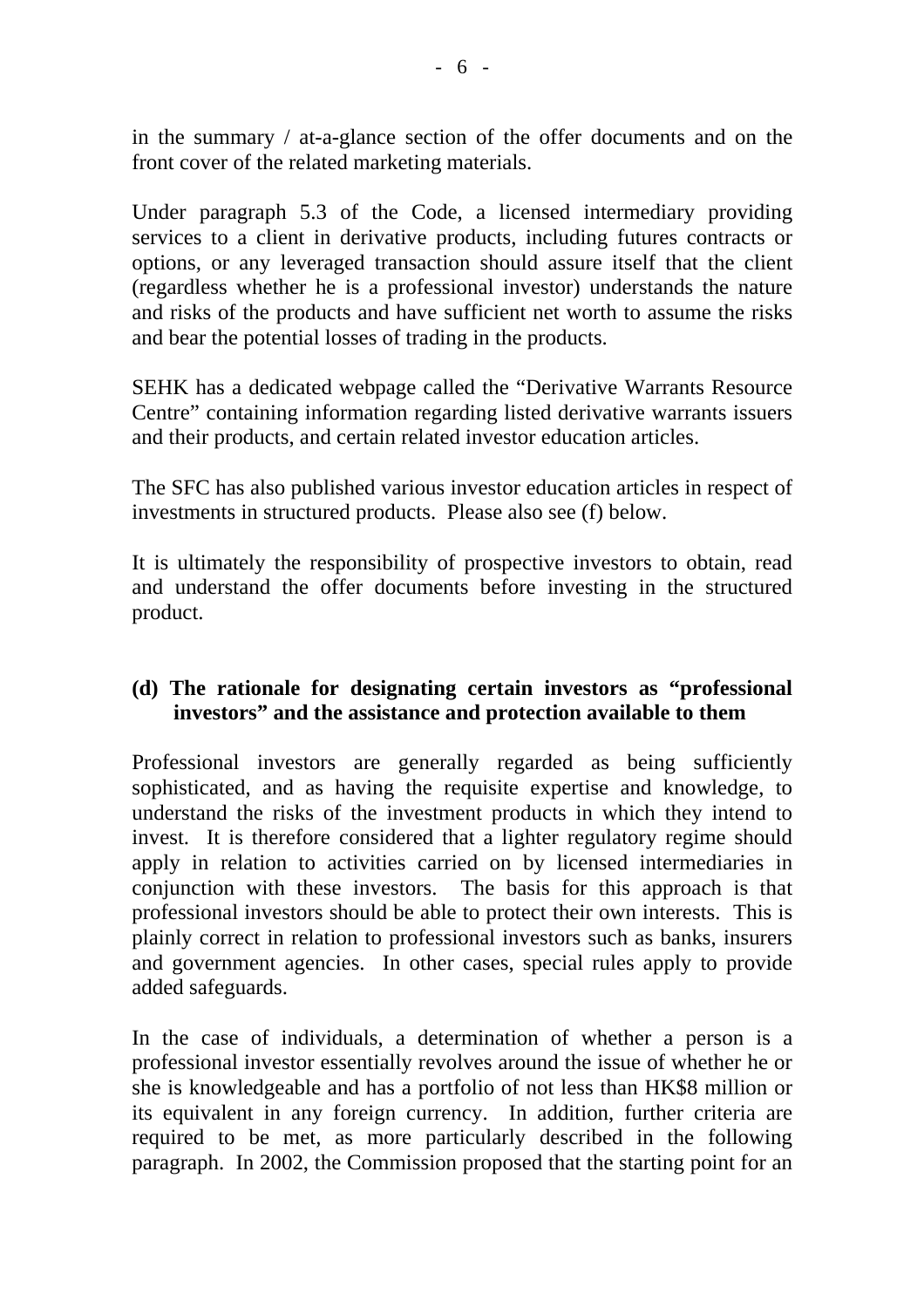in the summary / at-a-glance section of the offer documents and on the front cover of the related marketing materials.

Under paragraph 5.3 of the Code, a licensed intermediary providing services to a client in derivative products, including futures contracts or options, or any leveraged transaction should assure itself that the client (regardless whether he is a professional investor) understands the nature and risks of the products and have sufficient net worth to assume the risks and bear the potential losses of trading in the products.

SEHK has a dedicated webpage called the "Derivative Warrants Resource Centre" containing information regarding listed derivative warrants issuers and their products, and certain related investor education articles.

The SFC has also published various investor education articles in respect of investments in structured products. Please also see (f) below.

It is ultimately the responsibility of prospective investors to obtain, read and understand the offer documents before investing in the structured product.

**(d) The rationale for designating certain investors as "professional investors" and the assistance and protection available to them**

Professional investors are generally regarded as being sufficiently sophisticated, and as having the requisite expertise and knowledge, to understand the risks of the investment products in which they intend to invest. It is therefore considered that a lighter regulatory regime should apply in relation to activities carried on by licensed intermediaries in conjunction with these investors. The basis for this approach is that professional investors should be able to protect their own interests. This is plainly correct in relation to professional investors such as banks, insurers and government agencies. In other cases, special rules apply to provide added safeguards.

In the case of individuals, a determination of whether a person is a professional investor essentially revolves around the issue of whether he or she is knowledgeable and has a portfolio of not less than HK$8 million or its equivalent in any foreign currency. In addition, further criteria are required to be met, as more particularly described in the following paragraph. In 2002, the Commission proposed that the starting point for an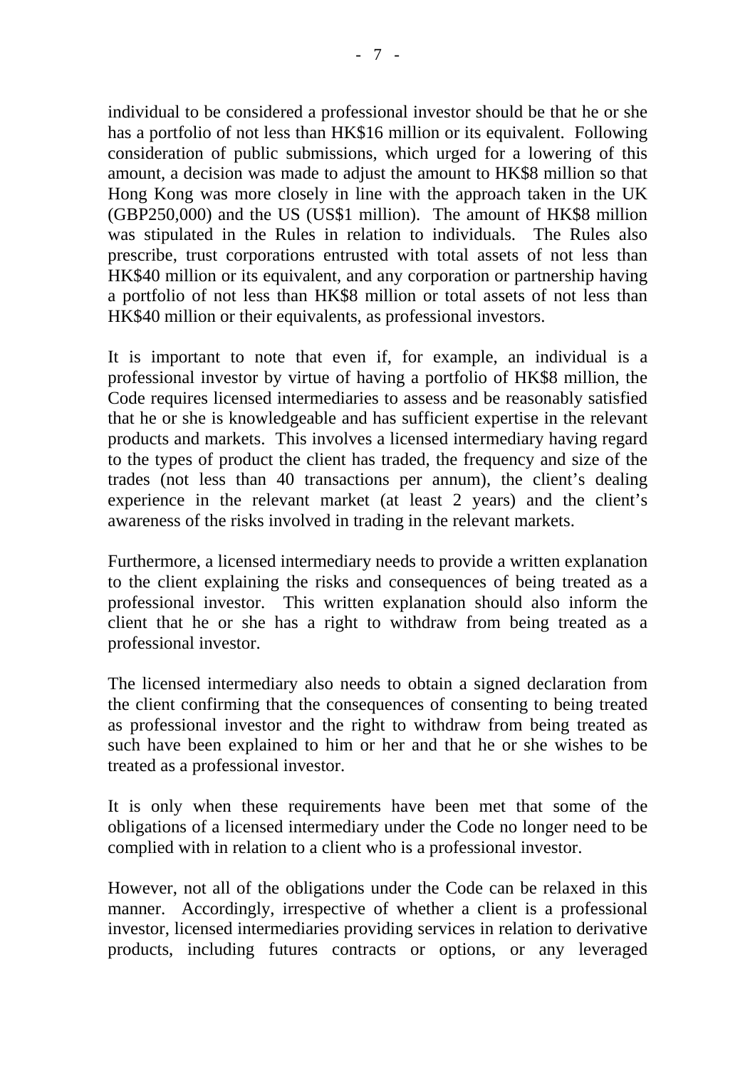individual to be considered a professional investor should be that he or she has a portfolio of not less than HK$16 million or its equivalent. Following consideration of public submissions, which urged for a lowering of this amount, a decision was made to adjust the amount to HK$8 million so that Hong Kong was more closely in line with the approach taken in the UK (GBP250,000) and the US (US$1 million). The amount of HK$8 million was stipulated in the Rules in relation to individuals. The Rules also prescribe, trust corporations entrusted with total assets of not less than HK$40 million or its equivalent, and any corporation or partnership having a portfolio of not less than HK$8 million or total assets of not less than HK$40 million or their equivalents, as professional investors.

It is important to note that even if, for example, an individual is a professional investor by virtue of having a portfolio of HK$8 million, the Code requires licensed intermediaries to assess and be reasonably satisfied that he or she is knowledgeable and has sufficient expertise in the relevant products and markets. This involves a licensed intermediary having regard to the types of product the client has traded, the frequency and size of the trades (not less than 40 transactions per annum), the client's dealing experience in the relevant market (at least 2 years) and the client's awareness of the risks involved in trading in the relevant markets.

Furthermore, a licensed intermediary needs to provide a written explanation to the client explaining the risks and consequences of being treated as a professional investor. This written explanation should also inform the client that he or she has a right to withdraw from being treated as a professional investor.

The licensed intermediary also needs to obtain a signed declaration from the client confirming that the consequences of consenting to being treated as professional investor and the right to withdraw from being treated as such have been explained to him or her and that he or she wishes to be treated as a professional investor.

It is only when these requirements have been met that some of the obligations of a licensed intermediary under the Code no longer need to be complied with in relation to a client who is a professional investor.

However, not all of the obligations under the Code can be relaxed in this manner. Accordingly, irrespective of whether a client is a professional investor, licensed intermediaries providing services in relation to derivative products, including futures contracts or options, or any leveraged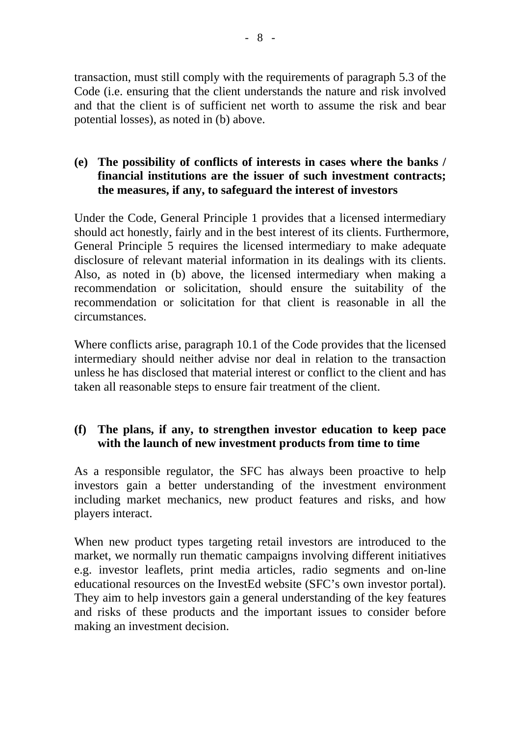transaction, must still comply with the requirements of paragraph 5.3 of the Code (i.e. ensuring that the client understands the nature and risk involved and that the client is of sufficient net worth to assume the risk and bear potential losses), as noted in (b) above.

**(e) The possibility of conflicts of interests in cases where the banks / financial institutions are the issuer of such investment contracts; the measures, if any, to safeguard the interest of investors**

Under the Code, General Principle 1 provides that a licensed intermediary should act honestly, fairly and in the best interest of its clients. Furthermore, General Principle 5 requires the licensed intermediary to make adequate disclosure of relevant material information in its dealings with its clients. Also, as noted in (b) above, the licensed intermediary when making a recommendation or solicitation, should ensure the suitability of the recommendation or solicitation for that client is reasonable in all the circumstances.

Where conflicts arise, paragraph 10.1 of the Code provides that the licensed intermediary should neither advise nor deal in relation to the transaction unless he has disclosed that material interest or conflict to the client and has taken all reasonable steps to ensure fair treatment of the client.

**(f) The plans, if any, to strengthen investor education to keep pace with the launch of new investment products from time to time**

As a responsible regulator, the SFC has always been proactive to help investors gain a better understanding of the investment environment including market mechanics, new product features and risks, and how players interact.

When new product types targeting retail investors are introduced to the market, we normally run thematic campaigns involving different initiatives e.g. investor leaflets, print media articles, radio segments and on-line educational resources on the InvestEd website (SFC's own investor portal). They aim to help investors gain a general understanding of the key features and risks of these products and the important issues to consider before making an investment decision.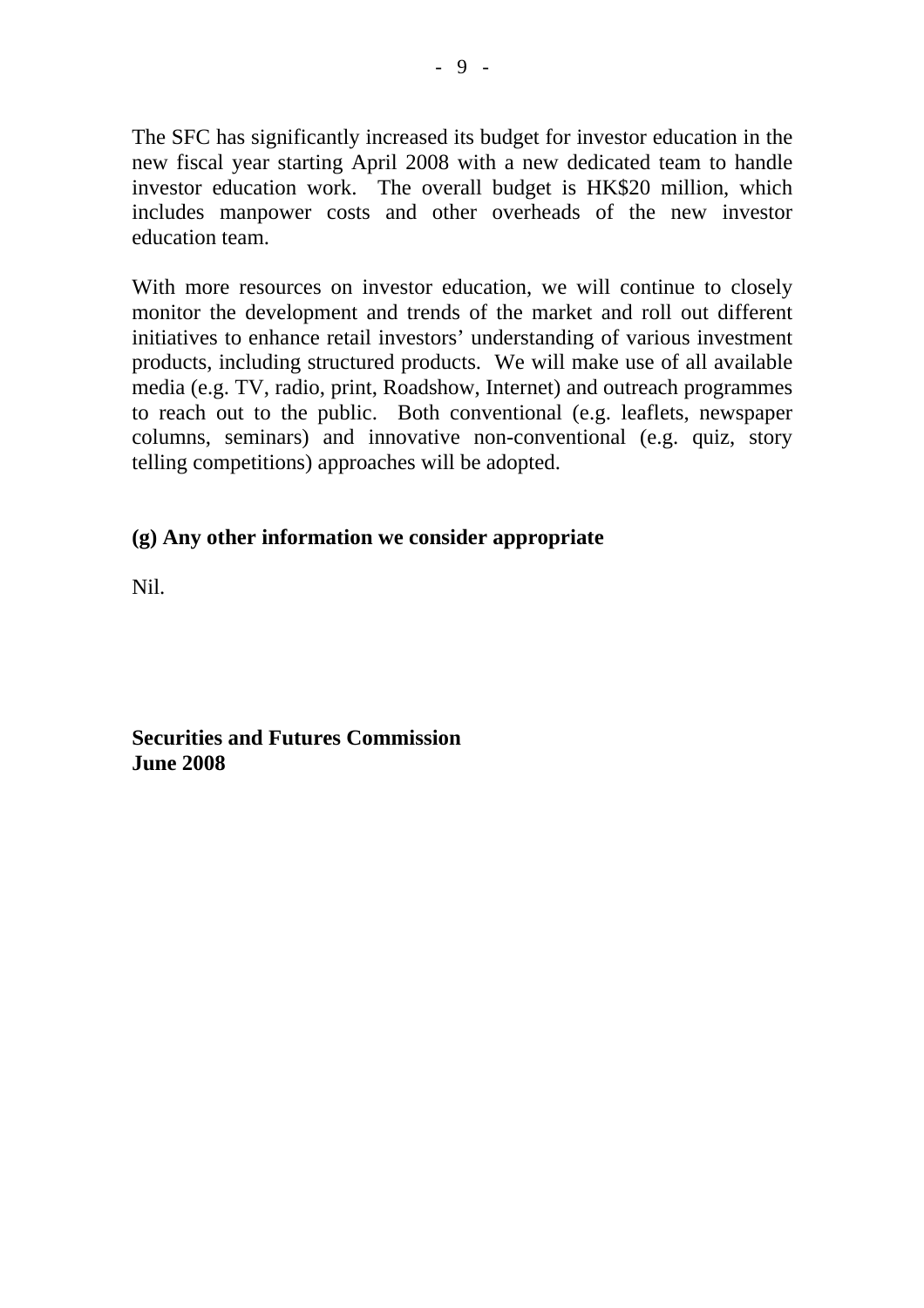The SFC has significantly increased its budget for investor education in the new fiscal year starting April 2008 with a new dedicated team to handle investor education work. The overall budget is HK$20 million, which includes manpower costs and other overheads of the new investor education team.

With more resources on investor education, we will continue to closely monitor the development and trends of the market and roll out different initiatives to enhance retail investors' understanding of various investment products, including structured products. We will make use of all available media (e.g. TV, radio, print, Roadshow, Internet) and outreach programmes to reach out to the public. Both conventional (e.g. leaflets, newspaper columns, seminars) and innovative non-conventional (e.g. quiz, story telling competitions) approaches will be adopted.

**(g) Any other information we consider appropriate**

Nil.

**Securities and Futures Commission**
**June 2008**